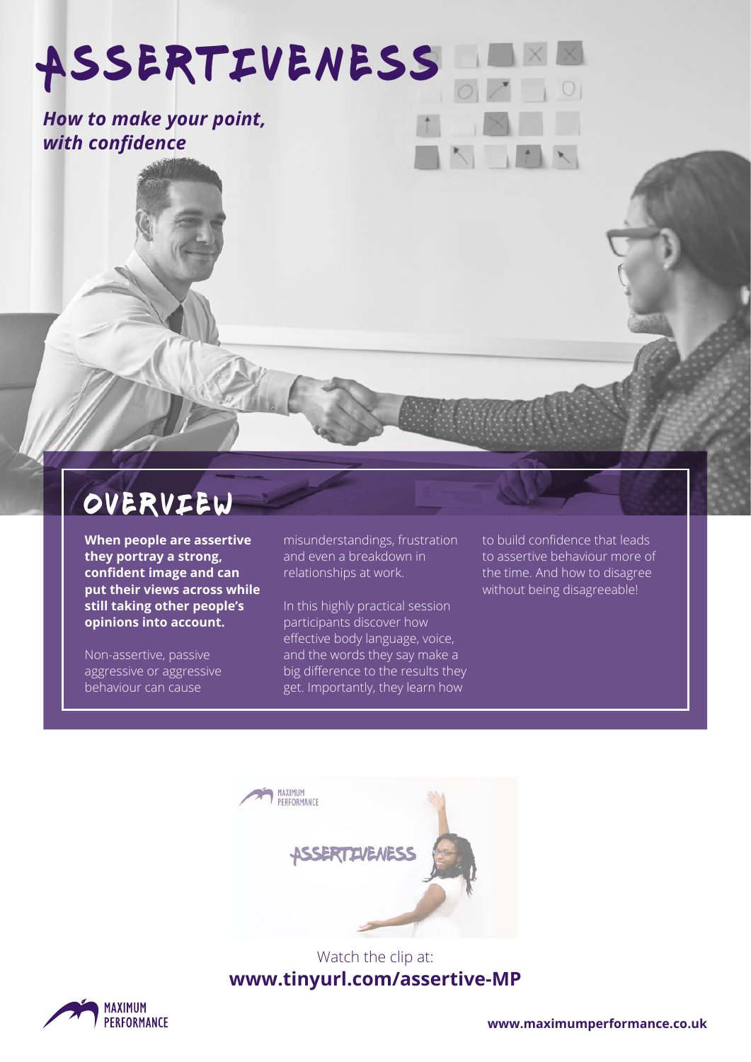# ASSERTIVENESS

***How to make your point, with confidence***

## OVERVIEW

**When people are assertive they portray a strong, confident image and can put their views across while still taking other people's opinions into account.**

Non-assertive, passive aggressive or aggressive behaviour can cause misunderstandings, frustration and even a breakdown in relationships at work.

In this highly practical session participants discover how effective body language, voice, and the words they say make a big difference to the results they get. Importantly, they learn how to build confidence that leads to assertive behaviour more of the time. And how to disagree without being disagreeable!

Watch the clip at:
**www.tinyurl.com/assertive-MP**

**www.maximumperformance.co.uk**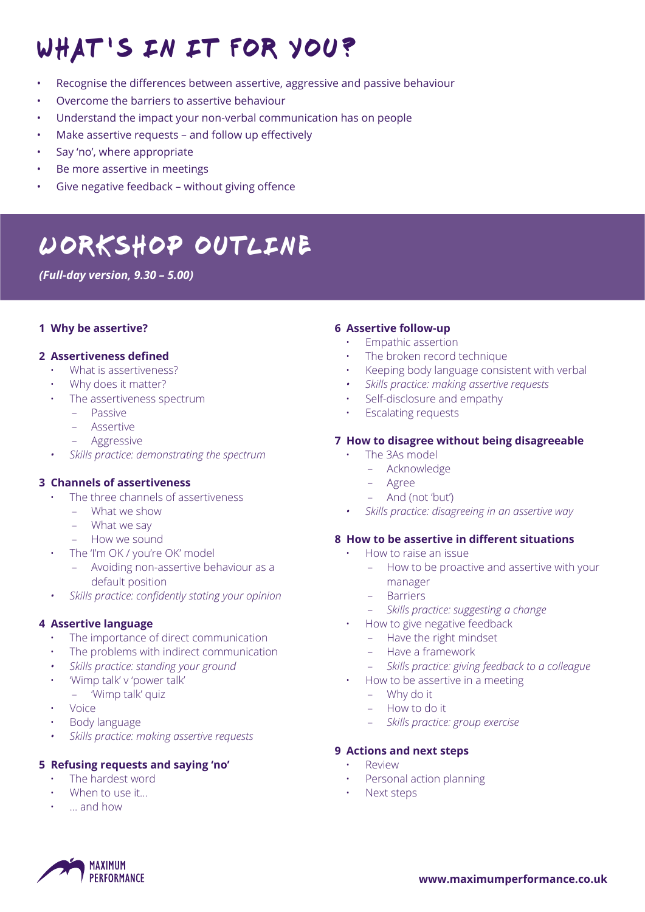# WHAT'S IN IT FOR YOU?

- Recognise the differences between assertive, aggressive and passive behaviour
- Overcome the barriers to assertive behaviour
- Understand the impact your non-verbal communication has on people
- Make assertive requests – and follow up effectively
- Say 'no', where appropriate
- Be more assertive in meetings
- Give negative feedback – without giving offence

# WORKSHOP OUTLINE

***(Full-day version, 9.30 – 5.00)***

**1 Why be assertive?**

**2 Assertiveness defined**

- What is assertiveness?
- Why does it matter?
- The assertiveness spectrum
  - Passive
  - Assertive
  - Aggressive
- *Skills practice: demonstrating the spectrum*

**3 Channels of assertiveness**

- The three channels of assertiveness
  - What we show
  - What we say
  - How we sound
- The 'I'm OK / you're OK' model
  - Avoiding non-assertive behaviour as a default position
- *Skills practice: confidently stating your opinion*

**4 Assertive language**

- The importance of direct communication
- The problems with indirect communication
- *Skills practice: standing your ground*
- 'Wimp talk' v 'power talk'
  - 'Wimp talk' quiz
- Voice
- Body language
- *Skills practice: making assertive requests*

**5 Refusing requests and saying 'no'**

- The hardest word
- When to use it...
- ... and how

**6 Assertive follow-up**

- Empathic assertion
- The broken record technique
- Keeping body language consistent with verbal
- *Skills practice: making assertive requests*
- Self-disclosure and empathy
- Escalating requests

**7 How to disagree without being disagreeable**

- The 3As model
  - Acknowledge
  - Agree
  - And (not 'but')
- *Skills practice: disagreeing in an assertive way*

**8 How to be assertive in different situations**

- How to raise an issue
  - How to be proactive and assertive with your manager
  - Barriers
  - *Skills practice: suggesting a change*
- How to give negative feedback
  - Have the right mindset
  - Have a framework
  - *Skills practice: giving feedback to a colleague*
- How to be assertive in a meeting
  - Why do it
  - How to do it
  - *Skills practice: group exercise*

**9 Actions and next steps**

- Review
- Personal action planning
- Next steps

MAXIMUM PERFORMANCE

**www.maximumperformance.co.uk**